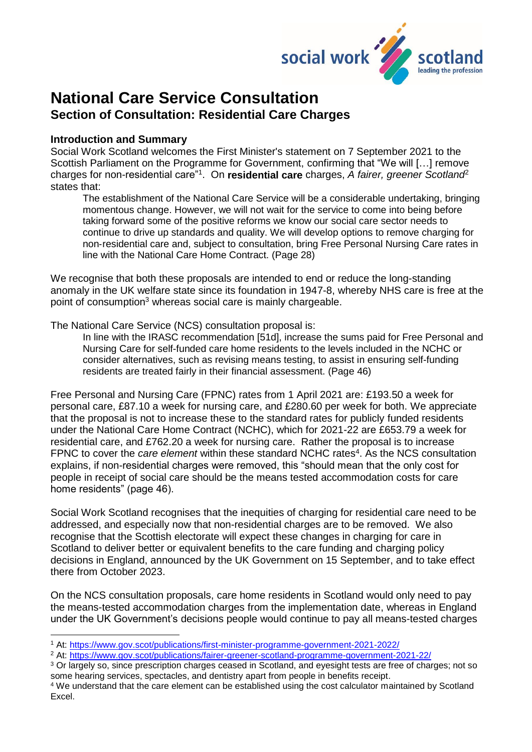# National Care Service Consultation

## Section of Consultation: Residential Care Charges

### Introduction and Summary

Social Work Scotland welcomes the First Minister's statement on 7 September 2021 to the Scottish Parliament on the Programme for Government, confirming that "We will […] remove charges for non-residential care"[1]. On **residential care** charges, *A fairer, greener Scotland*[2] states that:

> The establishment of the National Care Service will be a considerable undertaking, bringing momentous change. However, we will not wait for the service to come into being before taking forward some of the positive reforms we know our social care sector needs to continue to drive up standards and quality. We will develop options to remove charging for non-residential care and, subject to consultation, bring Free Personal Nursing Care rates in line with the National Care Home Contract. (Page 28)

We recognise that both these proposals are intended to end or reduce the long-standing anomaly in the UK welfare state since its foundation in 1947-8, whereby NHS care is free at the point of consumption[3] whereas social care is mainly chargeable.

The National Care Service (NCS) consultation proposal is:

> In line with the IRASC recommendation [51d], increase the sums paid for Free Personal and Nursing Care for self-funded care home residents to the levels included in the NCHC or consider alternatives, such as revising means testing, to assist in ensuring self-funding residents are treated fairly in their financial assessment. (Page 46)

Free Personal and Nursing Care (FPNC) rates from 1 April 2021 are: £193.50 a week for personal care, £87.10 a week for nursing care, and £280.60 per week for both. We appreciate that the proposal is not to increase these to the standard rates for publicly funded residents under the National Care Home Contract (NCHC), which for 2021-22 are £653.79 a week for residential care, and £762.20 a week for nursing care. Rather the proposal is to increase FPNC to cover the *care element* within these standard NCHC rates[4]. As the NCS consultation explains, if non-residential charges were removed, this "should mean that the only cost for people in receipt of social care should be the means tested accommodation costs for care home residents" (page 46).

Social Work Scotland recognises that the inequities of charging for residential care need to be addressed, and especially now that non-residential charges are to be removed. We also recognise that the Scottish electorate will expect these changes in charging for care in Scotland to deliver better or equivalent benefits to the care funding and charging policy decisions in England, announced by the UK Government on 15 September, and to take effect there from October 2023.

On the NCS consultation proposals, care home residents in Scotland would only need to pay the means-tested accommodation charges from the implementation date, whereas in England under the UK Government's decisions people would continue to pay all means-tested charges

---

[1] At: https://www.gov.scot/publications/first-minister-programme-government-2021-2022/

[2] At: https://www.gov.scot/publications/fairer-greener-scotland-programme-government-2021-22/

[3] Or largely so, since prescription charges ceased in Scotland, and eyesight tests are free of charges; not so some hearing services, spectacles, and dentistry apart from people in benefits receipt.

[4] We understand that the care element can be established using the cost calculator maintained by Scotland Excel.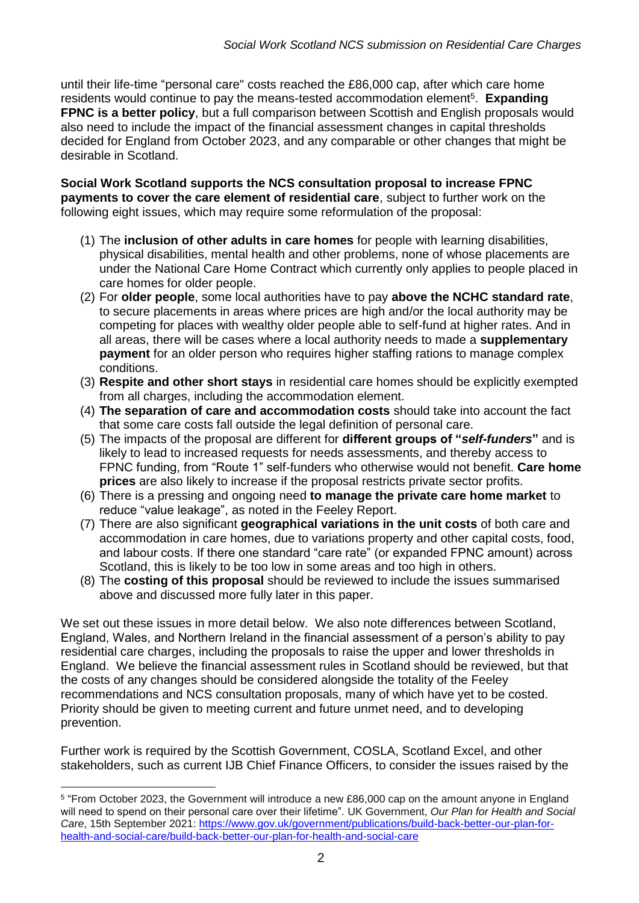until their life-time "personal care" costs reached the £86,000 cap, after which care home residents would continue to pay the means-tested accommodation element[5]. **Expanding FPNC is a better policy**, but a full comparison between Scottish and English proposals would also need to include the impact of the financial assessment changes in capital thresholds decided for England from October 2023, and any comparable or other changes that might be desirable in Scotland.

**Social Work Scotland supports the NCS consultation proposal to increase FPNC payments to cover the care element of residential care**, subject to further work on the following eight issues, which may require some reformulation of the proposal:

1. The **inclusion of other adults in care homes** for people with learning disabilities, physical disabilities, mental health and other problems, none of whose placements are under the National Care Home Contract which currently only applies to people placed in care homes for older people.
2. For **older people**, some local authorities have to pay **above the NCHC standard rate**, to secure placements in areas where prices are high and/or the local authority may be competing for places with wealthy older people able to self-fund at higher rates. And in all areas, there will be cases where a local authority needs to made a **supplementary payment** for an older person who requires higher staffing rations to manage complex conditions.
3. **Respite and other short stays** in residential care homes should be explicitly exempted from all charges, including the accommodation element.
4. **The separation of care and accommodation costs** should take into account the fact that some care costs fall outside the legal definition of personal care.
5. The impacts of the proposal are different for **different groups of "*self-funders*"** and is likely to lead to increased requests for needs assessments, and thereby access to FPNC funding, from "Route 1" self-funders who otherwise would not benefit. **Care home prices** are also likely to increase if the proposal restricts private sector profits.
6. There is a pressing and ongoing need **to manage the private care home market** to reduce "value leakage", as noted in the Feeley Report.
7. There are also significant **geographical variations in the unit costs** of both care and accommodation in care homes, due to variations property and other capital costs, food, and labour costs. If there one standard "care rate" (or expanded FPNC amount) across Scotland, this is likely to be too low in some areas and too high in others.
8. The **costing of this proposal** should be reviewed to include the issues summarised above and discussed more fully later in this paper.

We set out these issues in more detail below. We also note differences between Scotland, England, Wales, and Northern Ireland in the financial assessment of a person's ability to pay residential care charges, including the proposals to raise the upper and lower thresholds in England. We believe the financial assessment rules in Scotland should be reviewed, but that the costs of any changes should be considered alongside the totality of the Feeley recommendations and NCS consultation proposals, many of which have yet to be costed. Priority should be given to meeting current and future unmet need, and to developing prevention.

Further work is required by the Scottish Government, COSLA, Scotland Excel, and other stakeholders, such as current IJB Chief Finance Officers, to consider the issues raised by the

---

[5] "From October 2023, the Government will introduce a new £86,000 cap on the amount anyone in England will need to spend on their personal care over their lifetime". UK Government, *Our Plan for Health and Social Care*, 15th September 2021: https://www.gov.uk/government/publications/build-back-better-our-plan-for-health-and-social-care/build-back-better-our-plan-for-health-and-social-care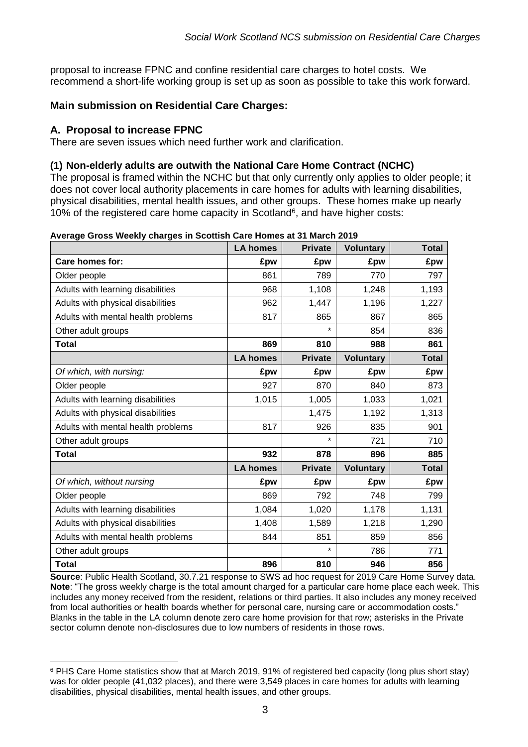proposal to increase FPNC and confine residential care charges to hotel costs. We recommend a short-life working group is set up as soon as possible to take this work forward.

## Main submission on Residential Care Charges:

### A. Proposal to increase FPNC

There are seven issues which need further work and clarification.

#### (1) Non-elderly adults are outwith the National Care Home Contract (NCHC)

The proposal is framed within the NCHC but that only currently only applies to older people; it does not cover local authority placements in care homes for adults with learning disabilities, physical disabilities, mental health issues, and other groups. These homes make up nearly 10% of the registered care home capacity in Scotland[6], and have higher costs:

**Average Gross Weekly charges in Scottish Care Homes at 31 March 2019**

| | LA homes | Private | Voluntary | Total |
|---|---|---|---|---|
| **Care homes for:** | **£pw** | **£pw** | **£pw** | **£pw** |
| Older people | 861 | 789 | 770 | 797 |
| Adults with learning disabilities | 968 | 1,108 | 1,248 | 1,193 |
| Adults with physical disabilities | 962 | 1,447 | 1,196 | 1,227 |
| Adults with mental health problems | 817 | 865 | 867 | 865 |
| Other adult groups | | * | 854 | 836 |
| **Total** | **869** | **810** | **988** | **861** |
| | **LA homes** | **Private** | **Voluntary** | **Total** |
| *Of which, with nursing:* | **£pw** | **£pw** | **£pw** | **£pw** |
| Older people | 927 | 870 | 840 | 873 |
| Adults with learning disabilities | 1,015 | 1,005 | 1,033 | 1,021 |
| Adults with physical disabilities | | 1,475 | 1,192 | 1,313 |
| Adults with mental health problems | 817 | 926 | 835 | 901 |
| Other adult groups | | * | 721 | 710 |
| **Total** | **932** | **878** | **896** | **885** |
| | **LA homes** | **Private** | **Voluntary** | **Total** |
| *Of which, without nursing* | **£pw** | **£pw** | **£pw** | **£pw** |
| Older people | 869 | 792 | 748 | 799 |
| Adults with learning disabilities | 1,084 | 1,020 | 1,178 | 1,131 |
| Adults with physical disabilities | 1,408 | 1,589 | 1,218 | 1,290 |
| Adults with mental health problems | 844 | 851 | 859 | 856 |
| Other adult groups | | * | 786 | 771 |
| **Total** | **896** | **810** | **946** | **856** |

**Source**: Public Health Scotland, 30.7.21 response to SWS ad hoc request for 2019 Care Home Survey data.
**Note**: "The gross weekly charge is the total amount charged for a particular care home place each week. This includes any money received from the resident, relations or third parties. It also includes any money received from local authorities or health boards whether for personal care, nursing care or accommodation costs." Blanks in the table in the LA column denote zero care home provision for that row; asterisks in the Private sector column denote non-disclosures due to low numbers of residents in those rows.

---

[6] PHS Care Home statistics show that at March 2019, 91% of registered bed capacity (long plus short stay) was for older people (41,032 places), and there were 3,549 places in care homes for adults with learning disabilities, physical disabilities, mental health issues, and other groups.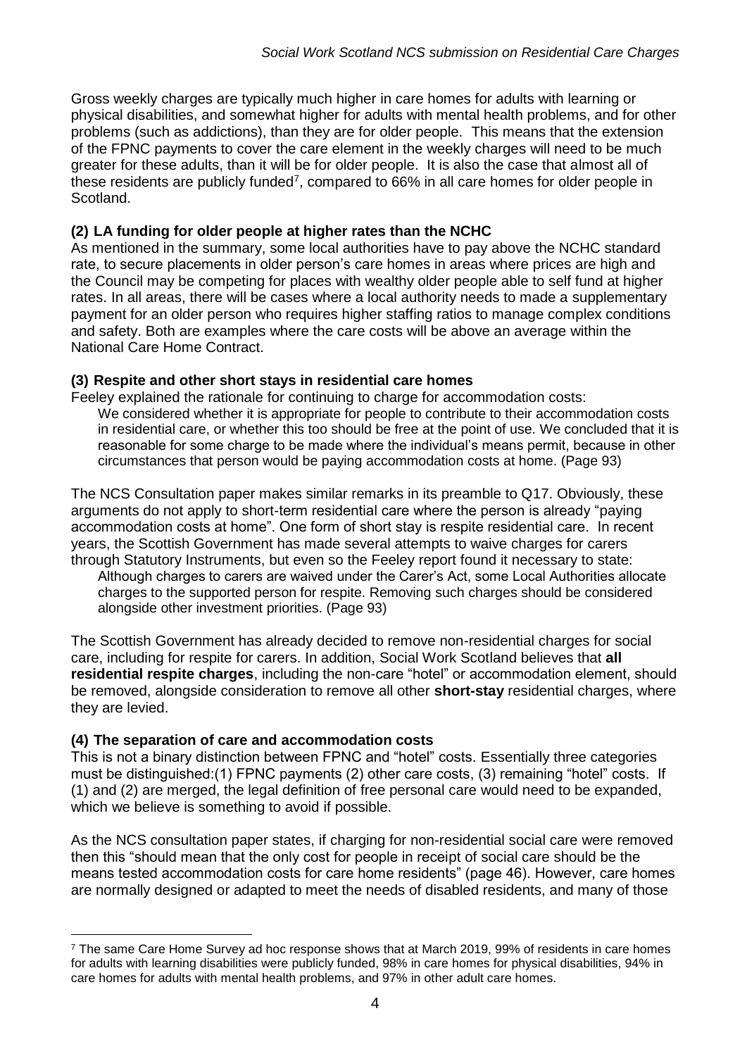Gross weekly charges are typically much higher in care homes for adults with learning or physical disabilities, and somewhat higher for adults with mental health problems, and for other problems (such as addictions), than they are for older people. This means that the extension of the FPNC payments to cover the care element in the weekly charges will need to be much greater for these adults, than it will be for older people. It is also the case that almost all of these residents are publicly funded[7], compared to 66% in all care homes for older people in Scotland.

**(2) LA funding for older people at higher rates than the NCHC**

As mentioned in the summary, some local authorities have to pay above the NCHC standard rate, to secure placements in older person's care homes in areas where prices are high and the Council may be competing for places with wealthy older people able to self fund at higher rates. In all areas, there will be cases where a local authority needs to made a supplementary payment for an older person who requires higher staffing ratios to manage complex conditions and safety. Both are examples where the care costs will be above an average within the National Care Home Contract.

**(3) Respite and other short stays in residential care homes**

Feeley explained the rationale for continuing to charge for accommodation costs:

> We considered whether it is appropriate for people to contribute to their accommodation costs in residential care, or whether this too should be free at the point of use. We concluded that it is reasonable for some charge to be made where the individual's means permit, because in other circumstances that person would be paying accommodation costs at home. (Page 93)

The NCS Consultation paper makes similar remarks in its preamble to Q17. Obviously, these arguments do not apply to short-term residential care where the person is already "paying accommodation costs at home". One form of short stay is respite residential care. In recent years, the Scottish Government has made several attempts to waive charges for carers through Statutory Instruments, but even so the Feeley report found it necessary to state:

> Although charges to carers are waived under the Carer's Act, some Local Authorities allocate charges to the supported person for respite. Removing such charges should be considered alongside other investment priorities. (Page 93)

The Scottish Government has already decided to remove non-residential charges for social care, including for respite for carers. In addition, Social Work Scotland believes that **all residential respite charges**, including the non-care "hotel" or accommodation element, should be removed, alongside consideration to remove all other **short-stay** residential charges, where they are levied.

**(4) The separation of care and accommodation costs**

This is not a binary distinction between FPNC and "hotel" costs. Essentially three categories must be distinguished:(1) FPNC payments (2) other care costs, (3) remaining "hotel" costs. If (1) and (2) are merged, the legal definition of free personal care would need to be expanded, which we believe is something to avoid if possible.

As the NCS consultation paper states, if charging for non-residential social care were removed then this "should mean that the only cost for people in receipt of social care should be the means tested accommodation costs for care home residents" (page 46). However, care homes are normally designed or adapted to meet the needs of disabled residents, and many of those

[7] The same Care Home Survey ad hoc response shows that at March 2019, 99% of residents in care homes for adults with learning disabilities were publicly funded, 98% in care homes for physical disabilities, 94% in care homes for adults with mental health problems, and 97% in other adult care homes.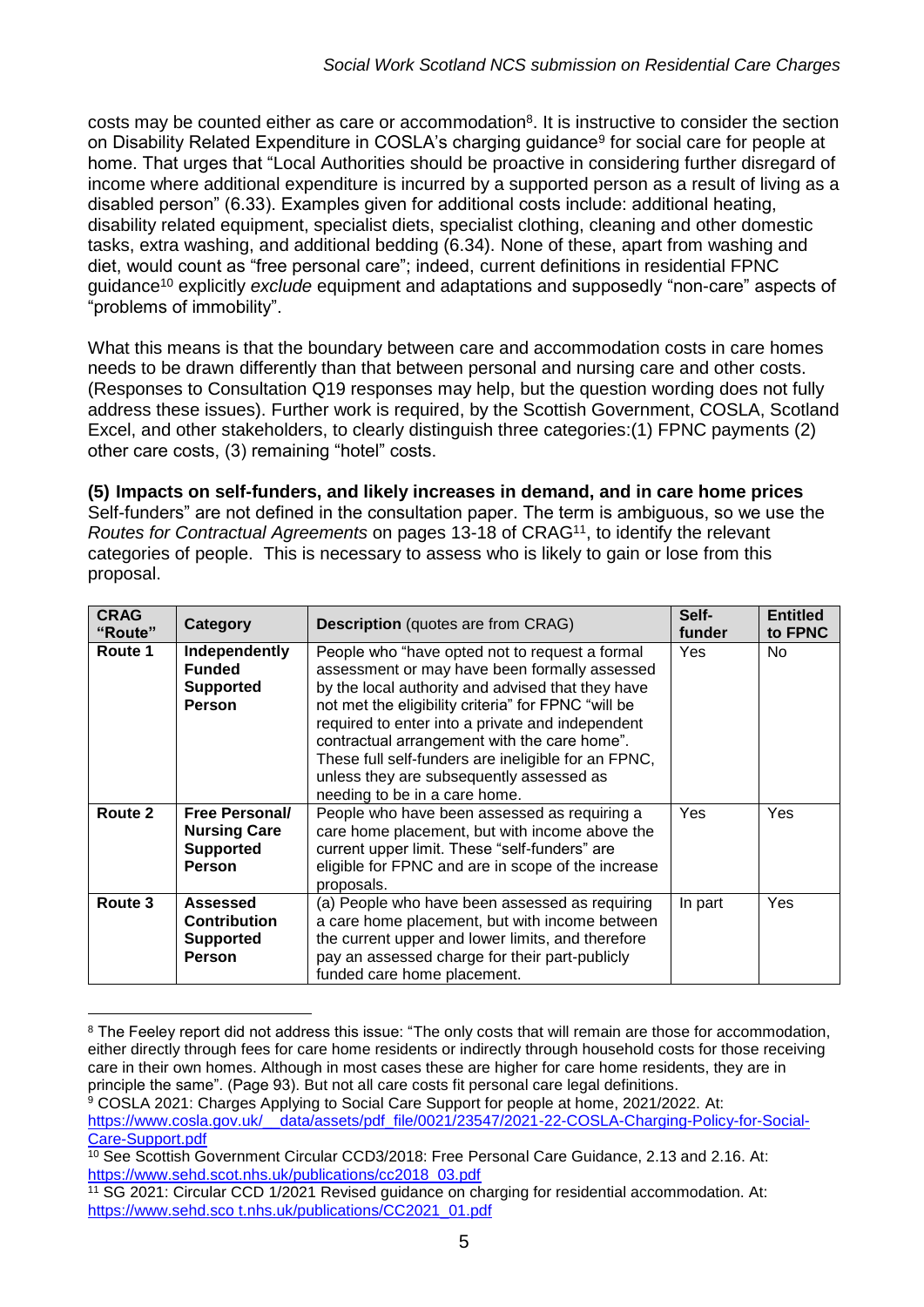costs may be counted either as care or accommodation[8]. It is instructive to consider the section on Disability Related Expenditure in COSLA's charging guidance[9] for social care for people at home. That urges that "Local Authorities should be proactive in considering further disregard of income where additional expenditure is incurred by a supported person as a result of living as a disabled person" (6.33). Examples given for additional costs include: additional heating, disability related equipment, specialist diets, specialist clothing, cleaning and other domestic tasks, extra washing, and additional bedding (6.34). None of these, apart from washing and diet, would count as "free personal care"; indeed, current definitions in residential FPNC guidance[10] explicitly *exclude* equipment and adaptations and supposedly "non-care" aspects of "problems of immobility".

What this means is that the boundary between care and accommodation costs in care homes needs to be drawn differently than that between personal and nursing care and other costs. (Responses to Consultation Q19 responses may help, but the question wording does not fully address these issues). Further work is required, by the Scottish Government, COSLA, Scotland Excel, and other stakeholders, to clearly distinguish three categories:(1) FPNC payments (2) other care costs, (3) remaining "hotel" costs.

**(5) Impacts on self-funders, and likely increases in demand, and in care home prices**
Self-funders" are not defined in the consultation paper. The term is ambiguous, so we use the *Routes for Contractual Agreements* on pages 13-18 of CRAG[11], to identify the relevant categories of people. This is necessary to assess who is likely to gain or lose from this proposal.

| CRAG "Route" | Category | Description (quotes are from CRAG) | Self-funder | Entitled to FPNC |
|---|---|---|---|---|
| **Route 1** | **Independently Funded Supported Person** | People who "have opted not to request a formal assessment or may have been formally assessed by the local authority and advised that they have not met the eligibility criteria" for FPNC "will be required to enter into a private and independent contractual arrangement with the care home". These full self-funders are ineligible for an FPNC, unless they are subsequently assessed as needing to be in a care home. | Yes | No |
| **Route 2** | **Free Personal/ Nursing Care Supported Person** | People who have been assessed as requiring a care home placement, but with income above the current upper limit. These "self-funders" are eligible for FPNC and are in scope of the increase proposals. | Yes | Yes |
| **Route 3** | **Assessed Contribution Supported Person** | (a) People who have been assessed as requiring a care home placement, but with income between the current upper and lower limits, and therefore pay an assessed charge for their part-publicly funded care home placement. | In part | Yes |

[8] The Feeley report did not address this issue: "The only costs that will remain are those for accommodation, either directly through fees for care home residents or indirectly through household costs for those receiving care in their own homes. Although in most cases these are higher for care home residents, they are in principle the same". (Page 93). But not all care costs fit personal care legal definitions.

[9] COSLA 2021: Charges Applying to Social Care Support for people at home, 2021/2022. At: https://www.cosla.gov.uk/__data/assets/pdf_file/0021/23547/2021-22-COSLA-Charging-Policy-for-Social-Care-Support.pdf

[10] See Scottish Government Circular CCD3/2018: Free Personal Care Guidance, 2.13 and 2.16. At: https://www.sehd.scot.nhs.uk/publications/cc2018_03.pdf

[11] SG 2021: Circular CCD 1/2021 Revised guidance on charging for residential accommodation. At: https://www.sehd.sco t.nhs.uk/publications/CC2021_01.pdf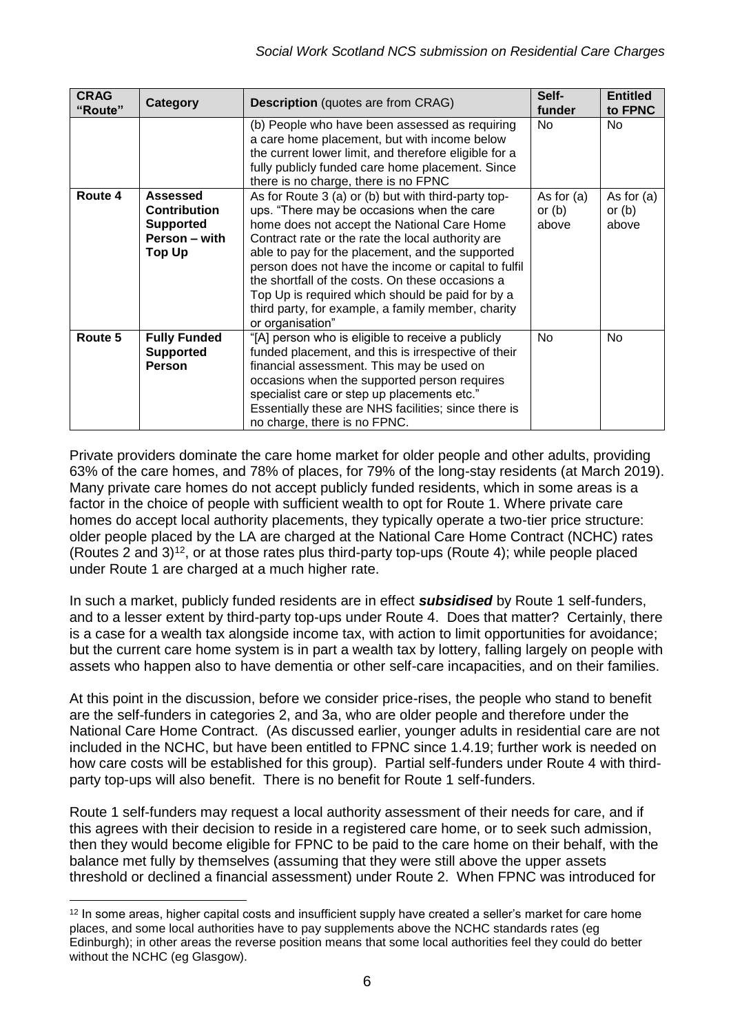| CRAG "Route" | Category | Description (quotes are from CRAG) | Self-funder | Entitled to FPNC |
|---|---|---|---|---|
| | | (b) People who have been assessed as requiring a care home placement, but with income below the current lower limit, and therefore eligible for a fully publicly funded care home placement. Since there is no charge, there is no FPNC | No | No |
| **Route 4** | **Assessed Contribution Supported Person – with Top Up** | As for Route 3 (a) or (b) but with third-party top-ups. "There may be occasions when the care home does not accept the National Care Home Contract rate or the rate the local authority are able to pay for the placement, and the supported person does not have the income or capital to fulfil the shortfall of the costs. On these occasions a Top Up is required which should be paid for by a third party, for example, a family member, charity or organisation" | As for (a) or (b) above | As for (a) or (b) above |
| **Route 5** | **Fully Funded Supported Person** | "[A] person who is eligible to receive a publicly funded placement, and this is irrespective of their financial assessment. This may be used on occasions when the supported person requires specialist care or step up placements etc." Essentially these are NHS facilities; since there is no charge, there is no FPNC. | No | No |

Private providers dominate the care home market for older people and other adults, providing 63% of the care homes, and 78% of places, for 79% of the long-stay residents (at March 2019). Many private care homes do not accept publicly funded residents, which in some areas is a factor in the choice of people with sufficient wealth to opt for Route 1. Where private care homes do accept local authority placements, they typically operate a two-tier price structure: older people placed by the LA are charged at the National Care Home Contract (NCHC) rates (Routes 2 and 3)[12], or at those rates plus third-party top-ups (Route 4); while people placed under Route 1 are charged at a much higher rate.

In such a market, publicly funded residents are in effect ***subsidised*** by Route 1 self-funders, and to a lesser extent by third-party top-ups under Route 4. Does that matter? Certainly, there is a case for a wealth tax alongside income tax, with action to limit opportunities for avoidance; but the current care home system is in part a wealth tax by lottery, falling largely on people with assets who happen also to have dementia or other self-care incapacities, and on their families.

At this point in the discussion, before we consider price-rises, the people who stand to benefit are the self-funders in categories 2, and 3a, who are older people and therefore under the National Care Home Contract. (As discussed earlier, younger adults in residential care are not included in the NCHC, but have been entitled to FPNC since 1.4.19; further work is needed on how care costs will be established for this group). Partial self-funders under Route 4 with third-party top-ups will also benefit. There is no benefit for Route 1 self-funders.

Route 1 self-funders may request a local authority assessment of their needs for care, and if this agrees with their decision to reside in a registered care home, or to seek such admission, then they would become eligible for FPNC to be paid to the care home on their behalf, with the balance met fully by themselves (assuming that they were still above the upper assets threshold or declined a financial assessment) under Route 2. When FPNC was introduced for

[12] In some areas, higher capital costs and insufficient supply have created a seller's market for care home places, and some local authorities have to pay supplements above the NCHC standards rates (eg Edinburgh); in other areas the reverse position means that some local authorities feel they could do better without the NCHC (eg Glasgow).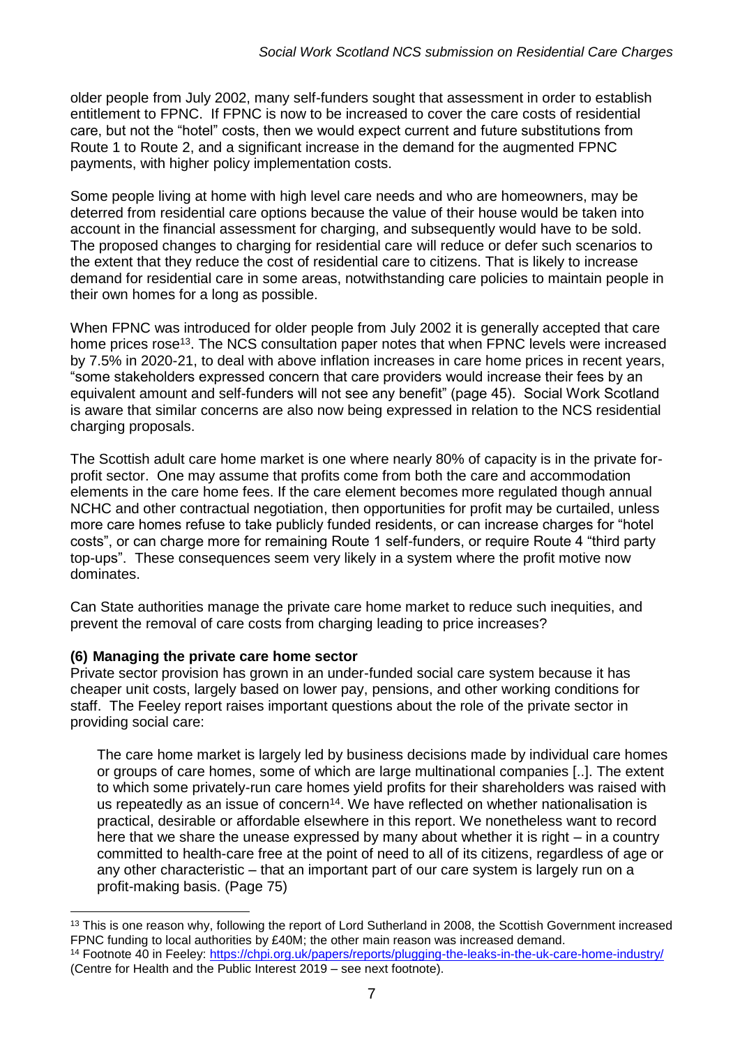older people from July 2002, many self-funders sought that assessment in order to establish entitlement to FPNC. If FPNC is now to be increased to cover the care costs of residential care, but not the "hotel" costs, then we would expect current and future substitutions from Route 1 to Route 2, and a significant increase in the demand for the augmented FPNC payments, with higher policy implementation costs.

Some people living at home with high level care needs and who are homeowners, may be deterred from residential care options because the value of their house would be taken into account in the financial assessment for charging, and subsequently would have to be sold. The proposed changes to charging for residential care will reduce or defer such scenarios to the extent that they reduce the cost of residential care to citizens. That is likely to increase demand for residential care in some areas, notwithstanding care policies to maintain people in their own homes for a long as possible.

When FPNC was introduced for older people from July 2002 it is generally accepted that care home prices rose[13]. The NCS consultation paper notes that when FPNC levels were increased by 7.5% in 2020-21, to deal with above inflation increases in care home prices in recent years, "some stakeholders expressed concern that care providers would increase their fees by an equivalent amount and self-funders will not see any benefit" (page 45). Social Work Scotland is aware that similar concerns are also now being expressed in relation to the NCS residential charging proposals.

The Scottish adult care home market is one where nearly 80% of capacity is in the private for-profit sector. One may assume that profits come from both the care and accommodation elements in the care home fees. If the care element becomes more regulated though annual NCHC and other contractual negotiation, then opportunities for profit may be curtailed, unless more care homes refuse to take publicly funded residents, or can increase charges for "hotel costs", or can charge more for remaining Route 1 self-funders, or require Route 4 "third party top-ups". These consequences seem very likely in a system where the profit motive now dominates.

Can State authorities manage the private care home market to reduce such inequities, and prevent the removal of care costs from charging leading to price increases?

**(6) Managing the private care home sector**

Private sector provision has grown in an under-funded social care system because it has cheaper unit costs, largely based on lower pay, pensions, and other working conditions for staff. The Feeley report raises important questions about the role of the private sector in providing social care:

> The care home market is largely led by business decisions made by individual care homes or groups of care homes, some of which are large multinational companies [..]. The extent to which some privately-run care homes yield profits for their shareholders was raised with us repeatedly as an issue of concern[14]. We have reflected on whether nationalisation is practical, desirable or affordable elsewhere in this report. We nonetheless want to record here that we share the unease expressed by many about whether it is right – in a country committed to health-care free at the point of need to all of its citizens, regardless of age or any other characteristic – that an important part of our care system is largely run on a profit-making basis. (Page 75)

---

[13] This is one reason why, following the report of Lord Sutherland in 2008, the Scottish Government increased FPNC funding to local authorities by £40M; the other main reason was increased demand.

[14] Footnote 40 in Feeley: https://chpi.org.uk/papers/reports/plugging-the-leaks-in-the-uk-care-home-industry/ (Centre for Health and the Public Interest 2019 – see next footnote).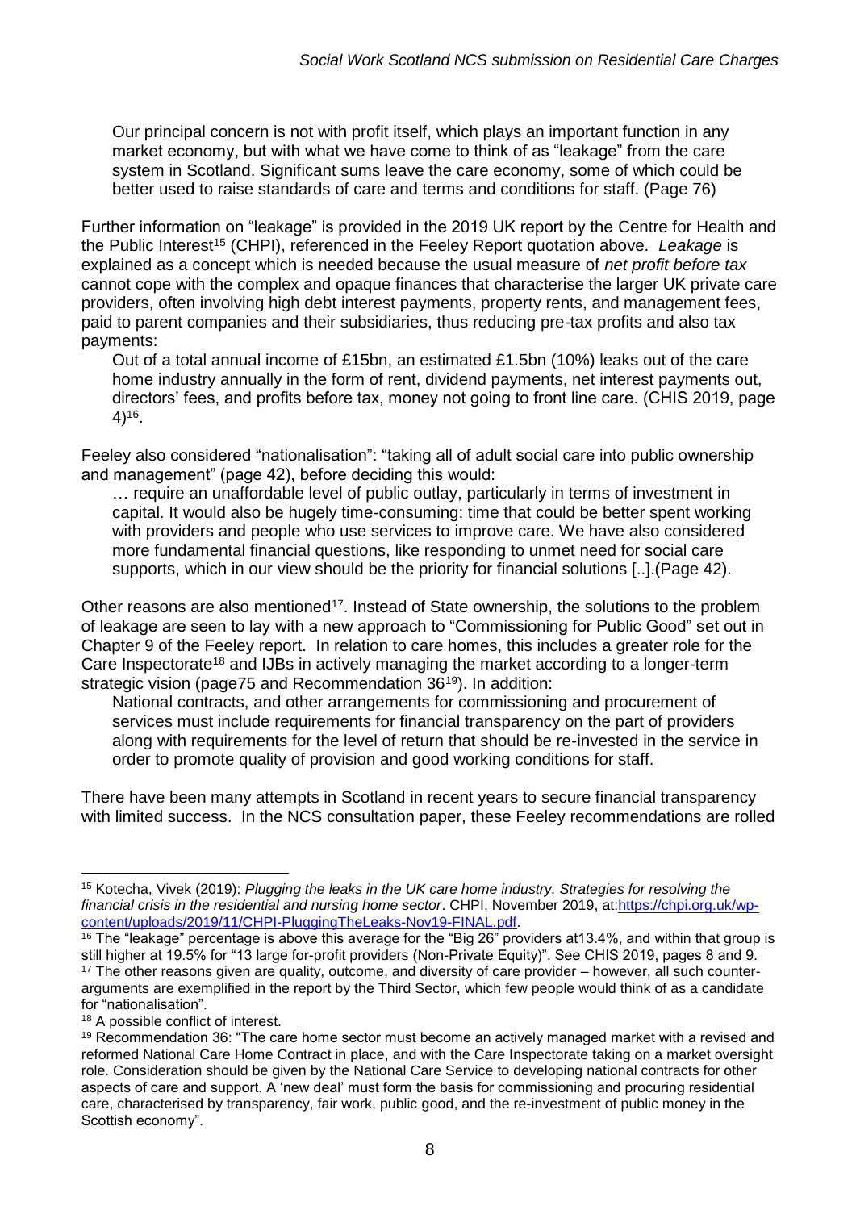> Our principal concern is not with profit itself, which plays an important function in any market economy, but with what we have come to think of as "leakage" from the care system in Scotland. Significant sums leave the care economy, some of which could be better used to raise standards of care and terms and conditions for staff. (Page 76)

Further information on "leakage" is provided in the 2019 UK report by the Centre for Health and the Public Interest[15] (CHPI), referenced in the Feeley Report quotation above. *Leakage* is explained as a concept which is needed because the usual measure of *net profit before tax* cannot cope with the complex and opaque finances that characterise the larger UK private care providers, often involving high debt interest payments, property rents, and management fees, paid to parent companies and their subsidiaries, thus reducing pre-tax profits and also tax payments:

> Out of a total annual income of £15bn, an estimated £1.5bn (10%) leaks out of the care home industry annually in the form of rent, dividend payments, net interest payments out, directors' fees, and profits before tax, money not going to front line care. (CHIS 2019, page 4)[16].

Feeley also considered "nationalisation": "taking all of adult social care into public ownership and management" (page 42), before deciding this would:

> … require an unaffordable level of public outlay, particularly in terms of investment in capital. It would also be hugely time-consuming: time that could be better spent working with providers and people who use services to improve care. We have also considered more fundamental financial questions, like responding to unmet need for social care supports, which in our view should be the priority for financial solutions [..].(Page 42).

Other reasons are also mentioned[17]. Instead of State ownership, the solutions to the problem of leakage are seen to lay with a new approach to "Commissioning for Public Good" set out in Chapter 9 of the Feeley report. In relation to care homes, this includes a greater role for the Care Inspectorate[18] and IJBs in actively managing the market according to a longer-term strategic vision (page75 and Recommendation 36[19]). In addition:

> National contracts, and other arrangements for commissioning and procurement of services must include requirements for financial transparency on the part of providers along with requirements for the level of return that should be re-invested in the service in order to promote quality of provision and good working conditions for staff.

There have been many attempts in Scotland in recent years to secure financial transparency with limited success. In the NCS consultation paper, these Feeley recommendations are rolled

---

[15] Kotecha, Vivek (2019): *Plugging the leaks in the UK care home industry. Strategies for resolving the financial crisis in the residential and nursing home sector*. CHPI, November 2019, at:https://chpi.org.uk/wp-content/uploads/2019/11/CHPI-PluggingTheLeaks-Nov19-FINAL.pdf.

[16] The "leakage" percentage is above this average for the "Big 26" providers at13.4%, and within that group is still higher at 19.5% for "13 large for-profit providers (Non-Private Equity)". See CHIS 2019, pages 8 and 9.

[17] The other reasons given are quality, outcome, and diversity of care provider – however, all such counter-arguments are exemplified in the report by the Third Sector, which few people would think of as a candidate for "nationalisation".

[18] A possible conflict of interest.

[19] Recommendation 36: "The care home sector must become an actively managed market with a revised and reformed National Care Home Contract in place, and with the Care Inspectorate taking on a market oversight role. Consideration should be given by the National Care Service to developing national contracts for other aspects of care and support. A 'new deal' must form the basis for commissioning and procuring residential care, characterised by transparency, fair work, public good, and the re-investment of public money in the Scottish economy".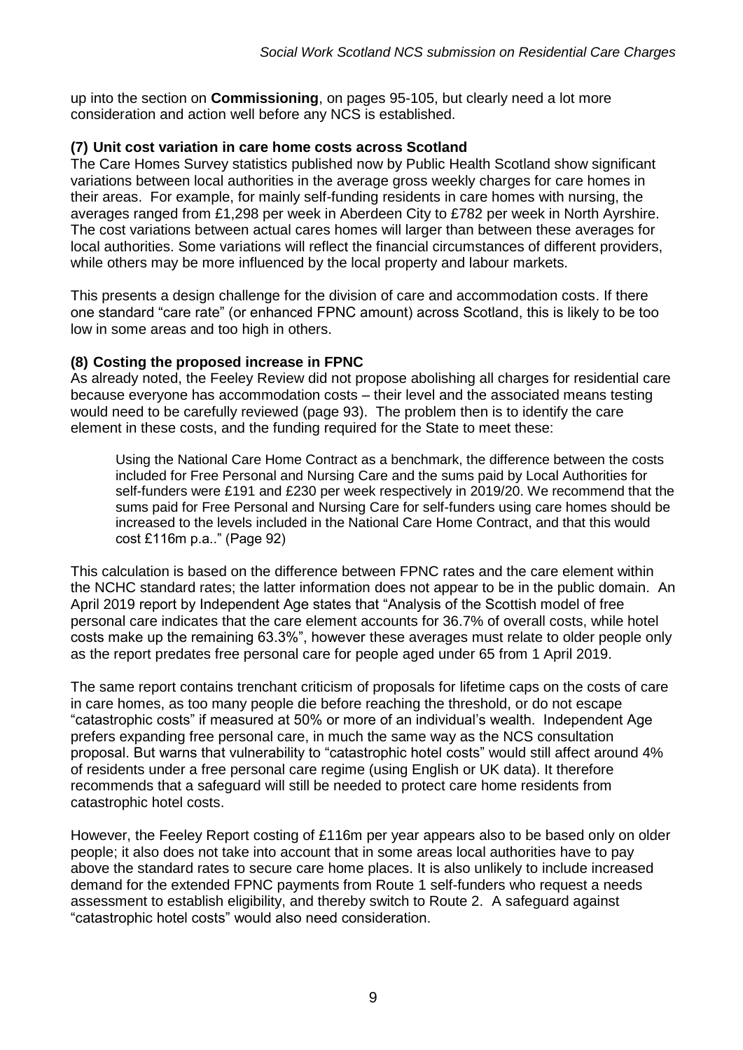up into the section on **Commissioning**, on pages 95-105, but clearly need a lot more consideration and action well before any NCS is established.

### (7) Unit cost variation in care home costs across Scotland

The Care Homes Survey statistics published now by Public Health Scotland show significant variations between local authorities in the average gross weekly charges for care homes in their areas. For example, for mainly self-funding residents in care homes with nursing, the averages ranged from £1,298 per week in Aberdeen City to £782 per week in North Ayrshire. The cost variations between actual cares homes will larger than between these averages for local authorities. Some variations will reflect the financial circumstances of different providers, while others may be more influenced by the local property and labour markets.

This presents a design challenge for the division of care and accommodation costs. If there one standard "care rate" (or enhanced FPNC amount) across Scotland, this is likely to be too low in some areas and too high in others.

### (8) Costing the proposed increase in FPNC

As already noted, the Feeley Review did not propose abolishing all charges for residential care because everyone has accommodation costs – their level and the associated means testing would need to be carefully reviewed (page 93). The problem then is to identify the care element in these costs, and the funding required for the State to meet these:

> Using the National Care Home Contract as a benchmark, the difference between the costs included for Free Personal and Nursing Care and the sums paid by Local Authorities for self-funders were £191 and £230 per week respectively in 2019/20. We recommend that the sums paid for Free Personal and Nursing Care for self-funders using care homes should be increased to the levels included in the National Care Home Contract, and that this would cost £116m p.a.." (Page 92)

This calculation is based on the difference between FPNC rates and the care element within the NCHC standard rates; the latter information does not appear to be in the public domain. An April 2019 report by Independent Age states that "Analysis of the Scottish model of free personal care indicates that the care element accounts for 36.7% of overall costs, while hotel costs make up the remaining 63.3%", however these averages must relate to older people only as the report predates free personal care for people aged under 65 from 1 April 2019.

The same report contains trenchant criticism of proposals for lifetime caps on the costs of care in care homes, as too many people die before reaching the threshold, or do not escape "catastrophic costs" if measured at 50% or more of an individual's wealth. Independent Age prefers expanding free personal care, in much the same way as the NCS consultation proposal. But warns that vulnerability to "catastrophic hotel costs" would still affect around 4% of residents under a free personal care regime (using English or UK data). It therefore recommends that a safeguard will still be needed to protect care home residents from catastrophic hotel costs.

However, the Feeley Report costing of £116m per year appears also to be based only on older people; it also does not take into account that in some areas local authorities have to pay above the standard rates to secure care home places. It is also unlikely to include increased demand for the extended FPNC payments from Route 1 self-funders who request a needs assessment to establish eligibility, and thereby switch to Route 2. A safeguard against "catastrophic hotel costs" would also need consideration.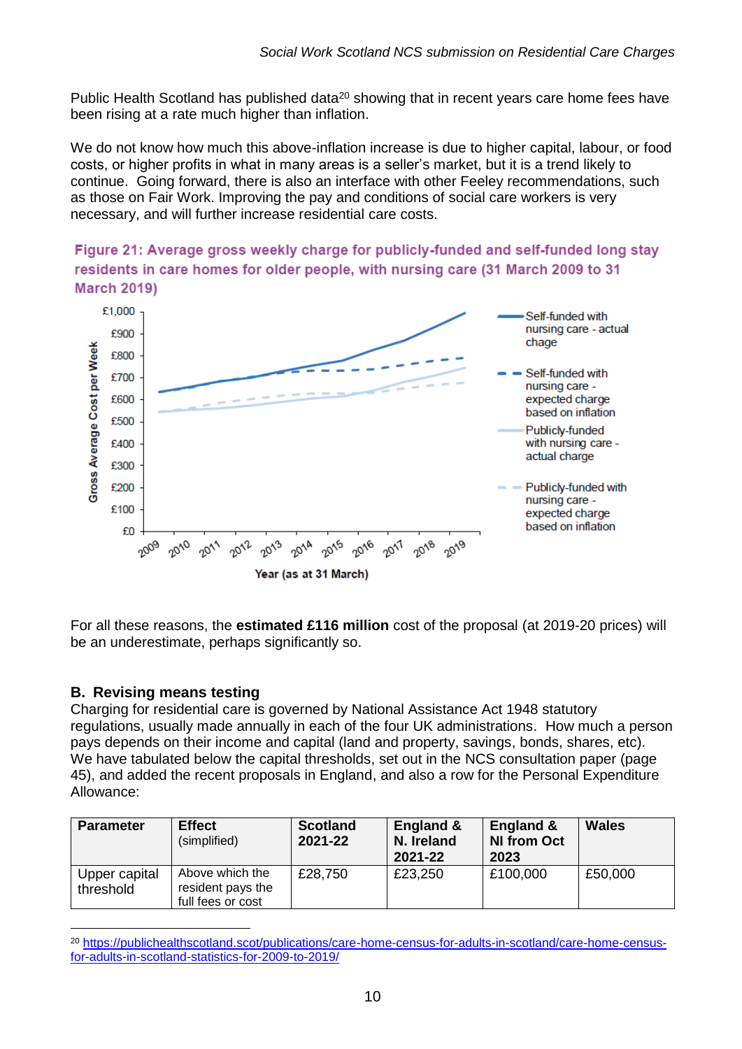Public Health Scotland has published data[20] showing that in recent years care home fees have been rising at a rate much higher than inflation.

We do not know how much this above-inflation increase is due to higher capital, labour, or food costs, or higher profits in what in many areas is a seller's market, but it is a trend likely to continue. Going forward, there is also an interface with other Feeley recommendations, such as those on Fair Work. Improving the pay and conditions of social care workers is very necessary, and will further increase residential care costs.

**Figure 21: Average gross weekly charge for publicly-funded and self-funded long stay residents in care homes for older people, with nursing care (31 March 2009 to 31 March 2019)**

For all these reasons, the **estimated £116 million** cost of the proposal (at 2019-20 prices) will be an underestimate, perhaps significantly so.

## B. Revising means testing

Charging for residential care is governed by National Assistance Act 1948 statutory regulations, usually made annually in each of the four UK administrations. How much a person pays depends on their income and capital (land and property, savings, bonds, shares, etc). We have tabulated below the capital thresholds, set out in the NCS consultation paper (page 45), and added the recent proposals in England, and also a row for the Personal Expenditure Allowance:

| Parameter | Effect (simplified) | Scotland 2021-22 | England & N. Ireland 2021-22 | England & NI from Oct 2023 | Wales |
|---|---|---|---|---|---|
| Upper capital threshold | Above which the resident pays the full fees or cost | £28,750 | £23,250 | £100,000 | £50,000 |

[20] https://publichealthscotland.scot/publications/care-home-census-for-adults-in-scotland/care-home-census-for-adults-in-scotland-statistics-for-2009-to-2019/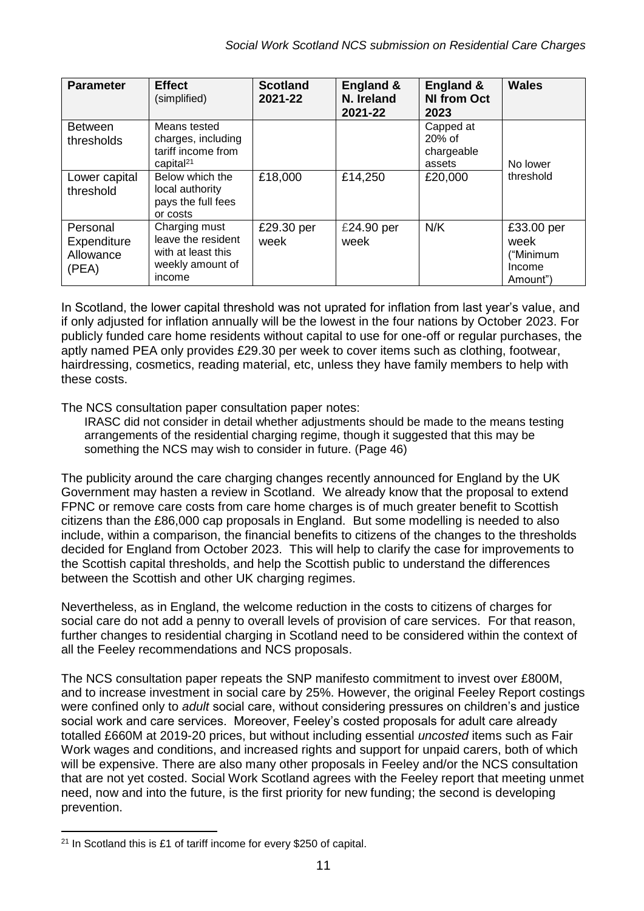| Parameter | Effect (simplified) | Scotland 2021-22 | England & N. Ireland 2021-22 | England & NI from Oct 2023 | Wales |
|---|---|---|---|---|---|
| Between thresholds | Means tested charges, including tariff income from capital[21] | | | Capped at 20% of chargeable assets | No lower threshold |
| Lower capital threshold | Below which the local authority pays the full fees or costs | £18,000 | £14,250 | £20,000 | |
| Personal Expenditure Allowance (PEA) | Charging must leave the resident with at least this weekly amount of income | £29.30 per week | £24.90 per week | N/K | £33.00 per week ("Minimum Income Amount") |

In Scotland, the lower capital threshold was not uprated for inflation from last year's value, and if only adjusted for inflation annually will be the lowest in the four nations by October 2023. For publicly funded care home residents without capital to use for one-off or regular purchases, the aptly named PEA only provides £29.30 per week to cover items such as clothing, footwear, hairdressing, cosmetics, reading material, etc, unless they have family members to help with these costs.

The NCS consultation paper consultation paper notes:

> IRASC did not consider in detail whether adjustments should be made to the means testing arrangements of the residential charging regime, though it suggested that this may be something the NCS may wish to consider in future. (Page 46)

The publicity around the care charging changes recently announced for England by the UK Government may hasten a review in Scotland. We already know that the proposal to extend FPNC or remove care costs from care home charges is of much greater benefit to Scottish citizens than the £86,000 cap proposals in England. But some modelling is needed to also include, within a comparison, the financial benefits to citizens of the changes to the thresholds decided for England from October 2023. This will help to clarify the case for improvements to the Scottish capital thresholds, and help the Scottish public to understand the differences between the Scottish and other UK charging regimes.

Nevertheless, as in England, the welcome reduction in the costs to citizens of charges for social care do not add a penny to overall levels of provision of care services. For that reason, further changes to residential charging in Scotland need to be considered within the context of all the Feeley recommendations and NCS proposals.

The NCS consultation paper repeats the SNP manifesto commitment to invest over £800M, and to increase investment in social care by 25%. However, the original Feeley Report costings were confined only to *adult* social care, without considering pressures on children's and justice social work and care services. Moreover, Feeley's costed proposals for adult care already totalled £660M at 2019-20 prices, but without including essential *uncosted* items such as Fair Work wages and conditions, and increased rights and support for unpaid carers, both of which will be expensive. There are also many other proposals in Feeley and/or the NCS consultation that are not yet costed. Social Work Scotland agrees with the Feeley report that meeting unmet need, now and into the future, is the first priority for new funding; the second is developing prevention.

[21] In Scotland this is £1 of tariff income for every $250 of capital.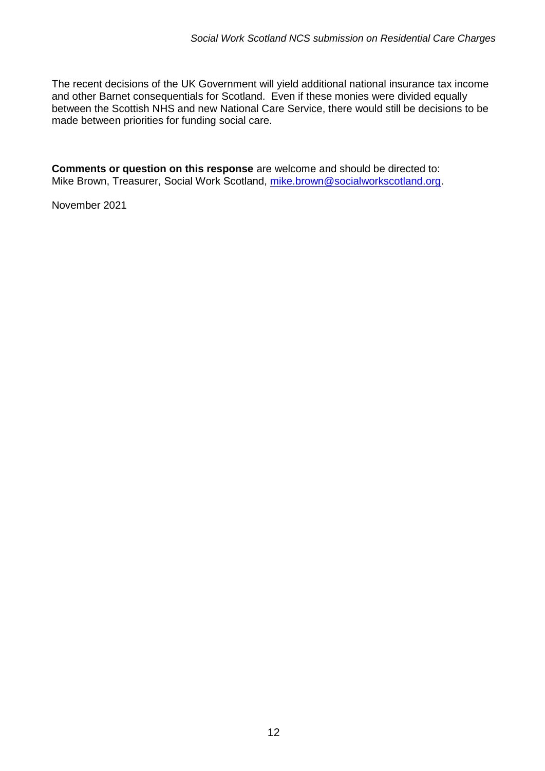The recent decisions of the UK Government will yield additional national insurance tax income and other Barnet consequentials for Scotland. Even if these monies were divided equally between the Scottish NHS and new National Care Service, there would still be decisions to be made between priorities for funding social care.

**Comments or question on this response** are welcome and should be directed to:
Mike Brown, Treasurer, Social Work Scotland, [mike.brown@socialworkscotland.org](mailto:mike.brown@socialworkscotland.org).

November 2021